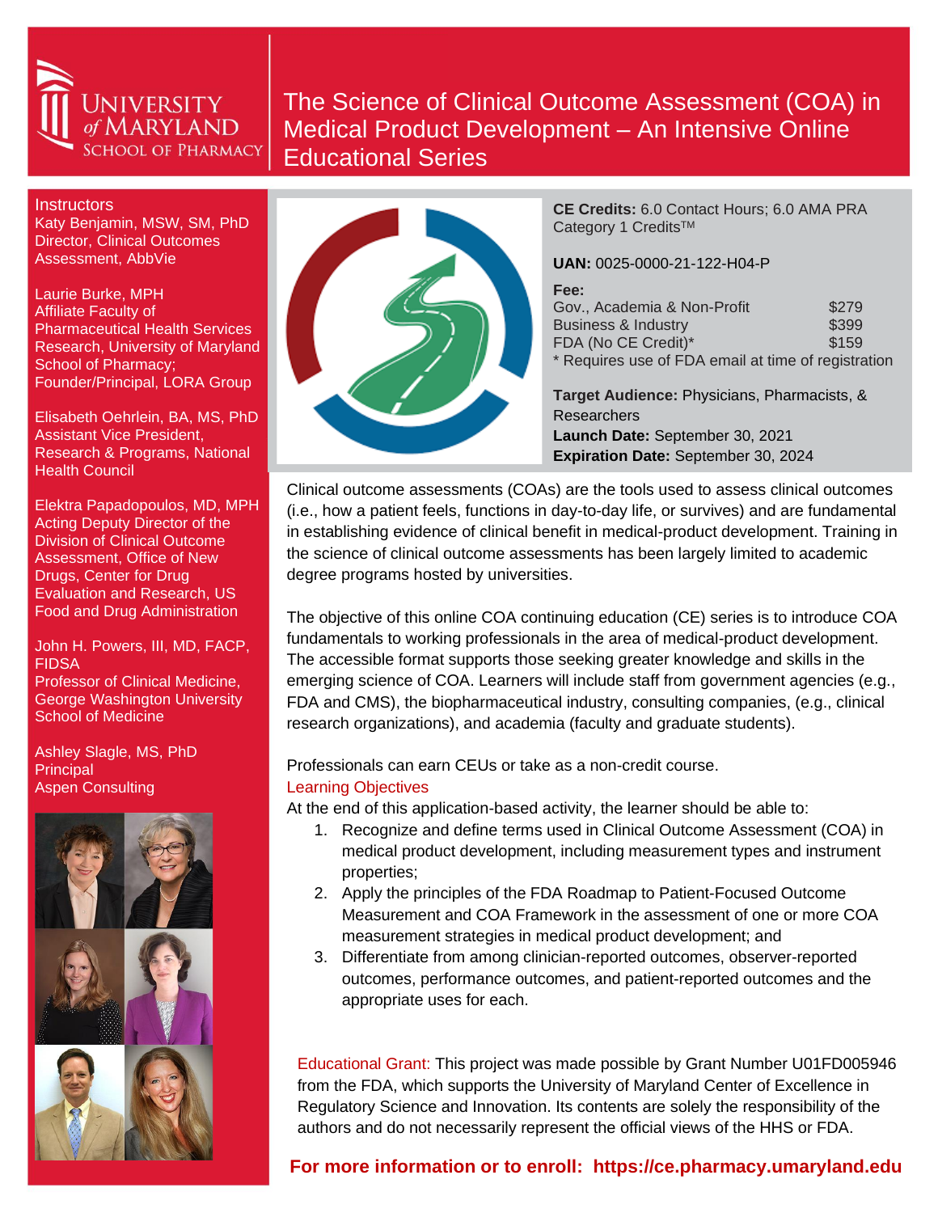University of Maryland School of Pharmacy

# The Science of Clinical Outcome Assessment (COA) in Medical Product Development – An Intensive Online Educational Series

## Instructors

Katy Benjamin, MSW, SM, PhD
Director, Clinical Outcomes Assessment, AbbVie

Laurie Burke, MPH
Affiliate Faculty of Pharmaceutical Health Services Research, University of Maryland School of Pharmacy;
Founder/Principal, LORA Group

Elisabeth Oehrlein, BA, MS, PhD
Assistant Vice President, Research & Programs, National Health Council

Elektra Papadopoulos, MD, MPH
Acting Deputy Director of the Division of Clinical Outcome Assessment, Office of New Drugs, Center for Drug Evaluation and Research, US Food and Drug Administration

John H. Powers, III, MD, FACP, FIDSA
Professor of Clinical Medicine, George Washington University School of Medicine

Ashley Slagle, MS, PhD
Principal
Aspen Consulting

**CE Credits:** 6.0 Contact Hours; 6.0 AMA PRA Category 1 Credits™

**UAN:** 0025-0000-21-122-H04-P

**Fee:**

| | |
|---|---|
| Gov., Academia & Non-Profit | $279 |
| Business & Industry | $399 |
| FDA (No CE Credit)* | $159 |

\* Requires use of FDA email at time of registration

**Target Audience:** Physicians, Pharmacists, & Researchers
**Launch Date:** September 30, 2021
**Expiration Date:** September 30, 2024

Clinical outcome assessments (COAs) are the tools used to assess clinical outcomes (i.e., how a patient feels, functions in day-to-day life, or survives) and are fundamental in establishing evidence of clinical benefit in medical-product development. Training in the science of clinical outcome assessments has been largely limited to academic degree programs hosted by universities.

The objective of this online COA continuing education (CE) series is to introduce COA fundamentals to working professionals in the area of medical-product development. The accessible format supports those seeking greater knowledge and skills in the emerging science of COA. Learners will include staff from government agencies (e.g., FDA and CMS), the biopharmaceutical industry, consulting companies, (e.g., clinical research organizations), and academia (faculty and graduate students).

Professionals can earn CEUs or take as a non-credit course.

## Learning Objectives

At the end of this application-based activity, the learner should be able to:

1. Recognize and define terms used in Clinical Outcome Assessment (COA) in medical product development, including measurement types and instrument properties;
2. Apply the principles of the FDA Roadmap to Patient-Focused Outcome Measurement and COA Framework in the assessment of one or more COA measurement strategies in medical product development; and
3. Differentiate from among clinician-reported outcomes, observer-reported outcomes, performance outcomes, and patient-reported outcomes and the appropriate uses for each.

Educational Grant: This project was made possible by Grant Number U01FD005946 from the FDA, which supports the University of Maryland Center of Excellence in Regulatory Science and Innovation. Its contents are solely the responsibility of the authors and do not necessarily represent the official views of the HHS or FDA.

**For more information or to enroll: https://ce.pharmacy.umaryland.edu**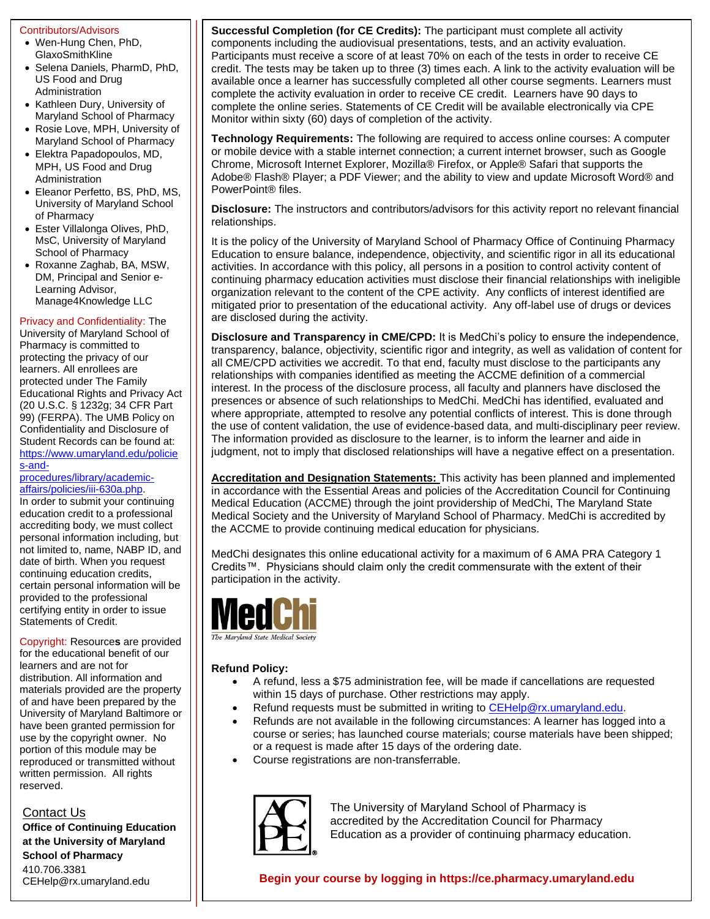Contributors/Advisors

- Wen-Hung Chen, PhD, GlaxoSmithKline
- Selena Daniels, PharmD, PhD, US Food and Drug Administration
- Kathleen Dury, University of Maryland School of Pharmacy
- Rosie Love, MPH, University of Maryland School of Pharmacy
- Elektra Papadopoulos, MD, MPH, US Food and Drug Administration
- Eleanor Perfetto, BS, PhD, MS, University of Maryland School of Pharmacy
- Ester Villalonga Olives, PhD, MsC, University of Maryland School of Pharmacy
- Roxanne Zaghab, BA, MSW, DM, Principal and Senior e-Learning Advisor, Manage4Knowledge LLC

Privacy and Confidentiality: The University of Maryland School of Pharmacy is committed to protecting the privacy of our learners. All enrollees are protected under The Family Educational Rights and Privacy Act (20 U.S.C. § 1232g; 34 CFR Part 99) (FERPA). The UMB Policy on Confidentiality and Disclosure of Student Records can be found at: https://www.umaryland.edu/policies-and-procedures/library/academic-affairs/policies/iii-630a.php. In order to submit your continuing education credit to a professional accrediting body, we must collect personal information including, but not limited to, name, NABP ID, and date of birth. When you request continuing education credits, certain personal information will be provided to the professional certifying entity in order to issue Statements of Credit.

Copyright: Resources are provided for the educational benefit of our learners and are not for distribution. All information and materials provided are the property of and have been prepared by the University of Maryland Baltimore or have been granted permission for use by the copyright owner. No portion of this module may be reproduced or transmitted without written permission. All rights reserved.

## Contact Us

**Office of Continuing Education at the University of Maryland School of Pharmacy**
410.706.3381
CEHelp@rx.umaryland.edu

**Successful Completion (for CE Credits):** The participant must complete all activity components including the audiovisual presentations, tests, and an activity evaluation. Participants must receive a score of at least 70% on each of the tests in order to receive CE credit. The tests may be taken up to three (3) times each. A link to the activity evaluation will be available once a learner has successfully completed all other course segments. Learners must complete the activity evaluation in order to receive CE credit. Learners have 90 days to complete the online series. Statements of CE Credit will be available electronically via CPE Monitor within sixty (60) days of completion of the activity.

**Technology Requirements:** The following are required to access online courses: A computer or mobile device with a stable internet connection; a current internet browser, such as Google Chrome, Microsoft Internet Explorer, Mozilla® Firefox, or Apple® Safari that supports the Adobe® Flash® Player; a PDF Viewer; and the ability to view and update Microsoft Word® and PowerPoint® files.

**Disclosure:** The instructors and contributors/advisors for this activity report no relevant financial relationships.

It is the policy of the University of Maryland School of Pharmacy Office of Continuing Pharmacy Education to ensure balance, independence, objectivity, and scientific rigor in all its educational activities. In accordance with this policy, all persons in a position to control activity content of continuing pharmacy education activities must disclose their financial relationships with ineligible organization relevant to the content of the CPE activity. Any conflicts of interest identified are mitigated prior to presentation of the educational activity. Any off-label use of drugs or devices are disclosed during the activity.

**Disclosure and Transparency in CME/CPD:** It is MedChi's policy to ensure the independence, transparency, balance, objectivity, scientific rigor and integrity, as well as validation of content for all CME/CPD activities we accredit. To that end, faculty must disclose to the participants any relationships with companies identified as meeting the ACCME definition of a commercial interest. In the process of the disclosure process, all faculty and planners have disclosed the presences or absence of such relationships to MedChi. MedChi has identified, evaluated and where appropriate, attempted to resolve any potential conflicts of interest. This is done through the use of content validation, the use of evidence-based data, and multi-disciplinary peer review. The information provided as disclosure to the learner, is to inform the learner and aide in judgment, not to imply that disclosed relationships will have a negative effect on a presentation.

**Accreditation and Designation Statements:** This activity has been planned and implemented in accordance with the Essential Areas and policies of the Accreditation Council for Continuing Medical Education (ACCME) through the joint providership of MedChi, The Maryland State Medical Society and the University of Maryland School of Pharmacy. MedChi is accredited by the ACCME to provide continuing medical education for physicians.

MedChi designates this online educational activity for a maximum of 6 AMA PRA Category 1 Credits™. Physicians should claim only the credit commensurate with the extent of their participation in the activity.

MedChi
*The Maryland State Medical Society*

**Refund Policy:**

- A refund, less a $75 administration fee, will be made if cancellations are requested within 15 days of purchase. Other restrictions may apply.
- Refund requests must be submitted in writing to CEHelp@rx.umaryland.edu.
- Refunds are not available in the following circumstances: A learner has logged into a course or series; has launched course materials; course materials have been shipped; or a request is made after 15 days of the ordering date.
- Course registrations are non-transferrable.

The University of Maryland School of Pharmacy is accredited by the Accreditation Council for Pharmacy Education as a provider of continuing pharmacy education.

**Begin your course by logging in https://ce.pharmacy.umaryland.edu**